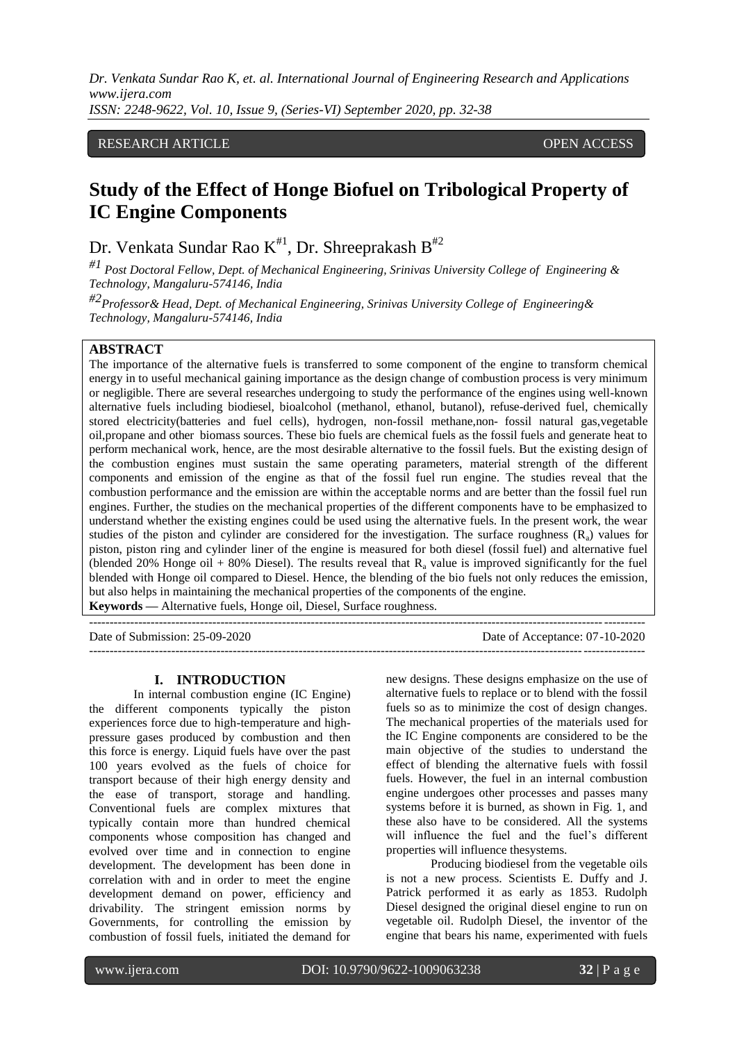RESEARCH ARTICLE OPEN ACCESS

# Study of the Effect of Honge Biofuel on Tribological Property of IC Engine Components

Dr. Venkata Sundar Rao K[#1], Dr. Shreeprakash B[#2]

*[#1] Post Doctoral Fellow, Dept. of Mechanical Engineering, Srinivas University College of Engineering & Technology, Mangaluru-574146, India*

*[#2] Professor& Head, Dept. of Mechanical Engineering, Srinivas University College of Engineering& Technology, Mangaluru-574146, India*

## ABSTRACT

The importance of the alternative fuels is transferred to some component of the engine to transform chemical energy in to useful mechanical gaining importance as the design change of combustion process is very minimum or negligible. There are several researches undergoing to study the performance of the engines using well-known alternative fuels including biodiesel, bioalcohol (methanol, ethanol, butanol), refuse-derived fuel, chemically stored electricity(batteries and fuel cells), hydrogen, non-fossil methane,non- fossil natural gas,vegetable oil,propane and other biomass sources. These bio fuels are chemical fuels as the fossil fuels and generate heat to perform mechanical work, hence, are the most desirable alternative to the fossil fuels. But the existing design of the combustion engines must sustain the same operating parameters, material strength of the different components and emission of the engine as that of the fossil fuel run engine. The studies reveal that the combustion performance and the emission are within the acceptable norms and are better than the fossil fuel run engines. Further, the studies on the mechanical properties of the different components have to be emphasized to understand whether the existing engines could be used using the alternative fuels. In the present work, the wear studies of the piston and cylinder are considered for the investigation. The surface roughness ($R_a$) values for piston, piston ring and cylinder liner of the engine is measured for both diesel (fossil fuel) and alternative fuel (blended 20% Honge oil + 80% Diesel). The results reveal that $R_a$ value is improved significantly for the fuel blended with Honge oil compared to Diesel. Hence, the blending of the bio fuels not only reduces the emission, but also helps in maintaining the mechanical properties of the components of the engine.

**Keywords —** Alternative fuels, Honge oil, Diesel, Surface roughness.

Date of Submission: 25-09-2020 Date of Acceptance: 07-10-2020

## I. INTRODUCTION

In internal combustion engine (IC Engine) the different components typically the piston experiences force due to high-temperature and high-pressure gases produced by combustion and then this force is energy. Liquid fuels have over the past 100 years evolved as the fuels of choice for transport because of their high energy density and the ease of transport, storage and handling. Conventional fuels are complex mixtures that typically contain more than hundred chemical components whose composition has changed and evolved over time and in connection to engine development. The development has been done in correlation with and in order to meet the engine development demand on power, efficiency and drivability. The stringent emission norms by Governments, for controlling the emission by combustion of fossil fuels, initiated the demand for new designs. These designs emphasize on the use of alternative fuels to replace or to blend with the fossil fuels so as to minimize the cost of design changes. The mechanical properties of the materials used for the IC Engine components are considered to be the main objective of the studies to understand the effect of blending the alternative fuels with fossil fuels. However, the fuel in an internal combustion engine undergoes other processes and passes many systems before it is burned, as shown in Fig. 1, and these also have to be considered. All the systems will influence the fuel and the fuel's different properties will influence thesystems.

Producing biodiesel from the vegetable oils is not a new process. Scientists E. Duffy and J. Patrick performed it as early as 1853. Rudolph Diesel designed the original diesel engine to run on vegetable oil. Rudolph Diesel, the inventor of the engine that bears his name, experimented with fuels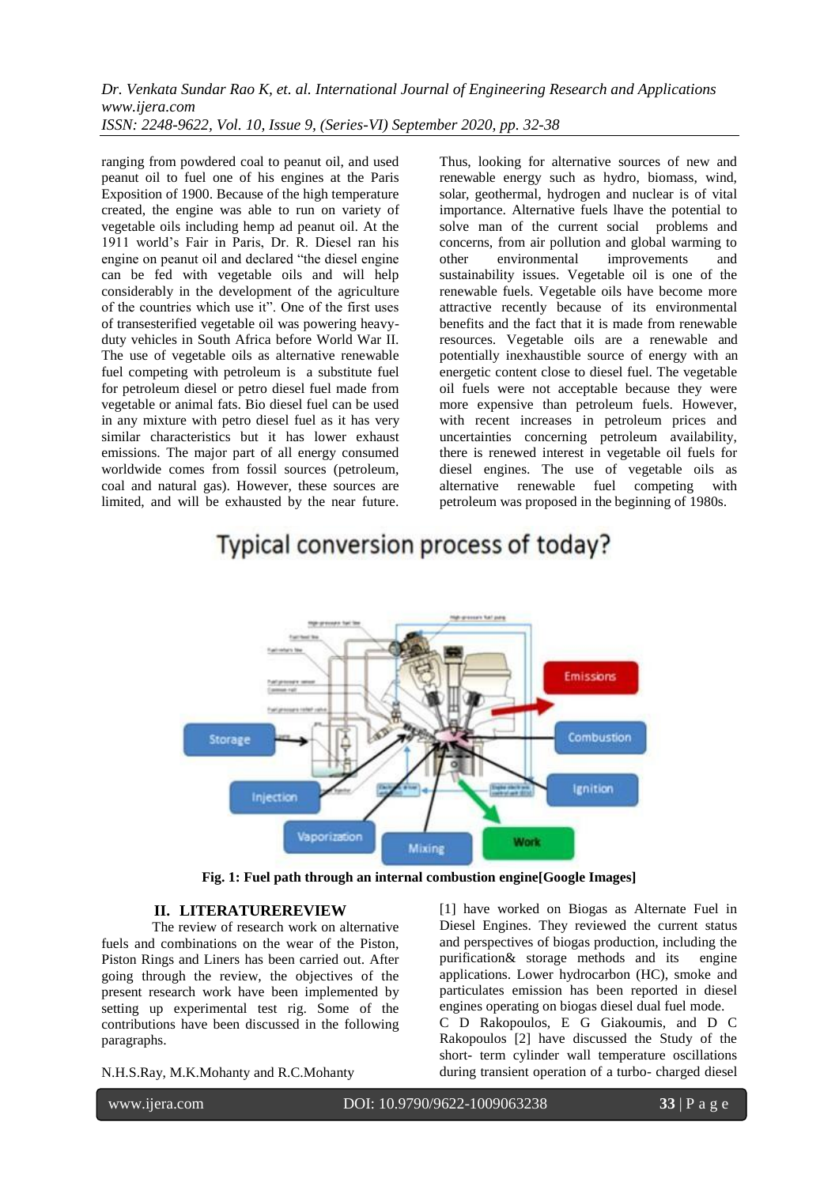ranging from powdered coal to peanut oil, and used peanut oil to fuel one of his engines at the Paris Exposition of 1900. Because of the high temperature created, the engine was able to run on variety of vegetable oils including hemp ad peanut oil. At the 1911 world's Fair in Paris, Dr. R. Diesel ran his engine on peanut oil and declared "the diesel engine can be fed with vegetable oils and will help considerably in the development of the agriculture of the countries which use it". One of the first uses of transesterified vegetable oil was powering heavy-duty vehicles in South Africa before World War II. The use of vegetable oils as alternative renewable fuel competing with petroleum is a substitute fuel for petroleum diesel or petro diesel fuel made from vegetable or animal fats. Bio diesel fuel can be used in any mixture with petro diesel fuel as it has very similar characteristics but it has lower exhaust emissions. The major part of all energy consumed worldwide comes from fossil sources (petroleum, coal and natural gas). However, these sources are limited, and will be exhausted by the near future. Thus, looking for alternative sources of new and renewable energy such as hydro, biomass, wind, solar, geothermal, hydrogen and nuclear is of vital importance. Alternative fuels lhave the potential to solve man of the current social problems and concerns, from air pollution and global warming to other environmental improvements and sustainability issues. Vegetable oil is one of the renewable fuels. Vegetable oils have become more attractive recently because of its environmental benefits and the fact that it is made from renewable resources. Vegetable oils are a renewable and potentially inexhaustible source of energy with an energetic content close to diesel fuel. The vegetable oil fuels were not acceptable because they were more expensive than petroleum fuels. However, with recent increases in petroleum prices and uncertainties concerning petroleum availability, there is renewed interest in vegetable oil fuels for diesel engines. The use of vegetable oils as alternative renewable fuel competing with petroleum was proposed in the beginning of 1980s.

Typical conversion process of today?

**Fig. 1: Fuel path through an internal combustion engine[Google Images]**

## II. LITERATUREREVIEW

The review of research work on alternative fuels and combinations on the wear of the Piston, Piston Rings and Liners has been carried out. After going through the review, the objectives of the present research work have been implemented by setting up experimental test rig. Some of the contributions have been discussed in the following paragraphs.

N.H.S.Ray, M.K.Mohanty and R.C.Mohanty [1] have worked on Biogas as Alternate Fuel in Diesel Engines. They reviewed the current status and perspectives of biogas production, including the purification& storage methods and its engine applications. Lower hydrocarbon (HC), smoke and particulates emission has been reported in diesel engines operating on biogas diesel dual fuel mode.

C D Rakopoulos, E G Giakoumis, and D C Rakopoulos [2] have discussed the Study of the short- term cylinder wall temperature oscillations during transient operation of a turbo- charged diesel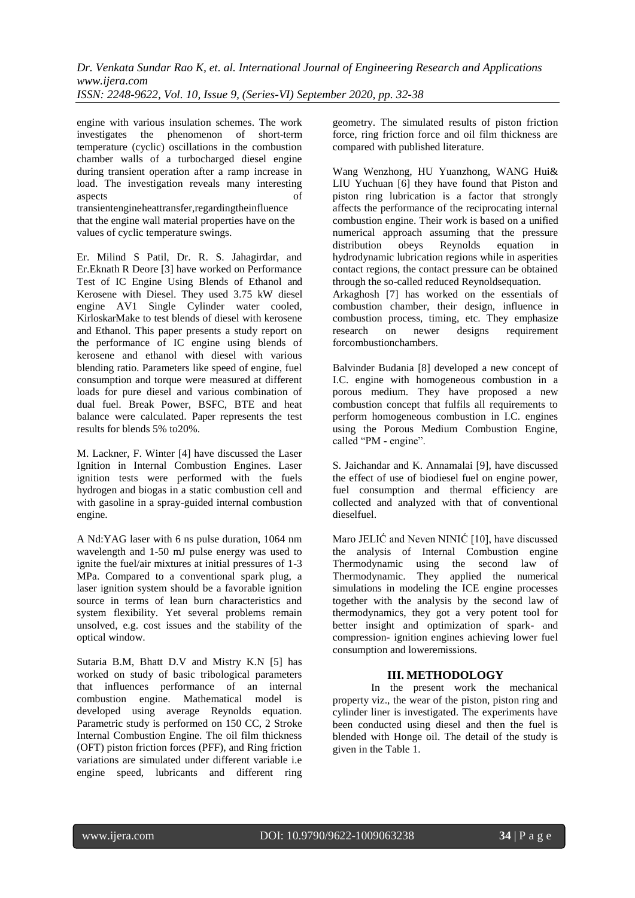engine with various insulation schemes. The work investigates the phenomenon of short-term temperature (cyclic) oscillations in the combustion chamber walls of a turbocharged diesel engine during transient operation after a ramp increase in load. The investigation reveals many interesting aspects of transientengineheattransfer,regardingtheinfluence that the engine wall material properties have on the values of cyclic temperature swings.

Er. Milind S Patil, Dr. R. S. Jahagirdar, and Er.Eknath R Deore [3] have worked on Performance Test of IC Engine Using Blends of Ethanol and Kerosene with Diesel. They used 3.75 kW diesel engine AV1 Single Cylinder water cooled, KirloskarMake to test blends of diesel with kerosene and Ethanol. This paper presents a study report on the performance of IC engine using blends of kerosene and ethanol with diesel with various blending ratio. Parameters like speed of engine, fuel consumption and torque were measured at different loads for pure diesel and various combination of dual fuel. Break Power, BSFC, BTE and heat balance were calculated. Paper represents the test results for blends 5% to20%.

M. Lackner, F. Winter [4] have discussed the Laser Ignition in Internal Combustion Engines. Laser ignition tests were performed with the fuels hydrogen and biogas in a static combustion cell and with gasoline in a spray-guided internal combustion engine.

A Nd:YAG laser with 6 ns pulse duration, 1064 nm wavelength and 1-50 mJ pulse energy was used to ignite the fuel/air mixtures at initial pressures of 1-3 MPa. Compared to a conventional spark plug, a laser ignition system should be a favorable ignition source in terms of lean burn characteristics and system flexibility. Yet several problems remain unsolved, e.g. cost issues and the stability of the optical window.

Sutaria B.M, Bhatt D.V and Mistry K.N [5] has worked on study of basic tribological parameters that influences performance of an internal combustion engine. Mathematical model is developed using average Reynolds equation. Parametric study is performed on 150 CC, 2 Stroke Internal Combustion Engine. The oil film thickness (OFT) piston friction forces (PFF), and Ring friction variations are simulated under different variable i.e engine speed, lubricants and different ring geometry. The simulated results of piston friction force, ring friction force and oil film thickness are compared with published literature.

Wang Wenzhong, HU Yuanzhong, WANG Hui& LIU Yuchuan [6] they have found that Piston and piston ring lubrication is a factor that strongly affects the performance of the reciprocating internal combustion engine. Their work is based on a unified numerical approach assuming that the pressure distribution obeys Reynolds equation in hydrodynamic lubrication regions while in asperities contact regions, the contact pressure can be obtained through the so-called reduced Reynoldsequation.
Arkaghosh [7] has worked on the essentials of combustion chamber, their design, influence in combustion process, timing, etc. They emphasize research on newer designs requirement forcombustionchambers.

Balvinder Budania [8] developed a new concept of I.C. engine with homogeneous combustion in a porous medium. They have proposed a new combustion concept that fulfils all requirements to perform homogeneous combustion in I.C. engines using the Porous Medium Combustion Engine, called "PM - engine".

S. Jaichandar and K. Annamalai [9], have discussed the effect of use of biodiesel fuel on engine power, fuel consumption and thermal efficiency are collected and analyzed with that of conventional dieselfuel.

Maro JELIĆ and Neven NINIĆ [10], have discussed the analysis of Internal Combustion engine Thermodynamic using the second law of Thermodynamic. They applied the numerical simulations in modeling the ICE engine processes together with the analysis by the second law of thermodynamics, they got a very potent tool for better insight and optimization of spark- and compression- ignition engines achieving lower fuel consumption and loweremissions.

## III. METHODOLOGY

In the present work the mechanical property viz., the wear of the piston, piston ring and cylinder liner is investigated. The experiments have been conducted using diesel and then the fuel is blended with Honge oil. The detail of the study is given in the Table 1.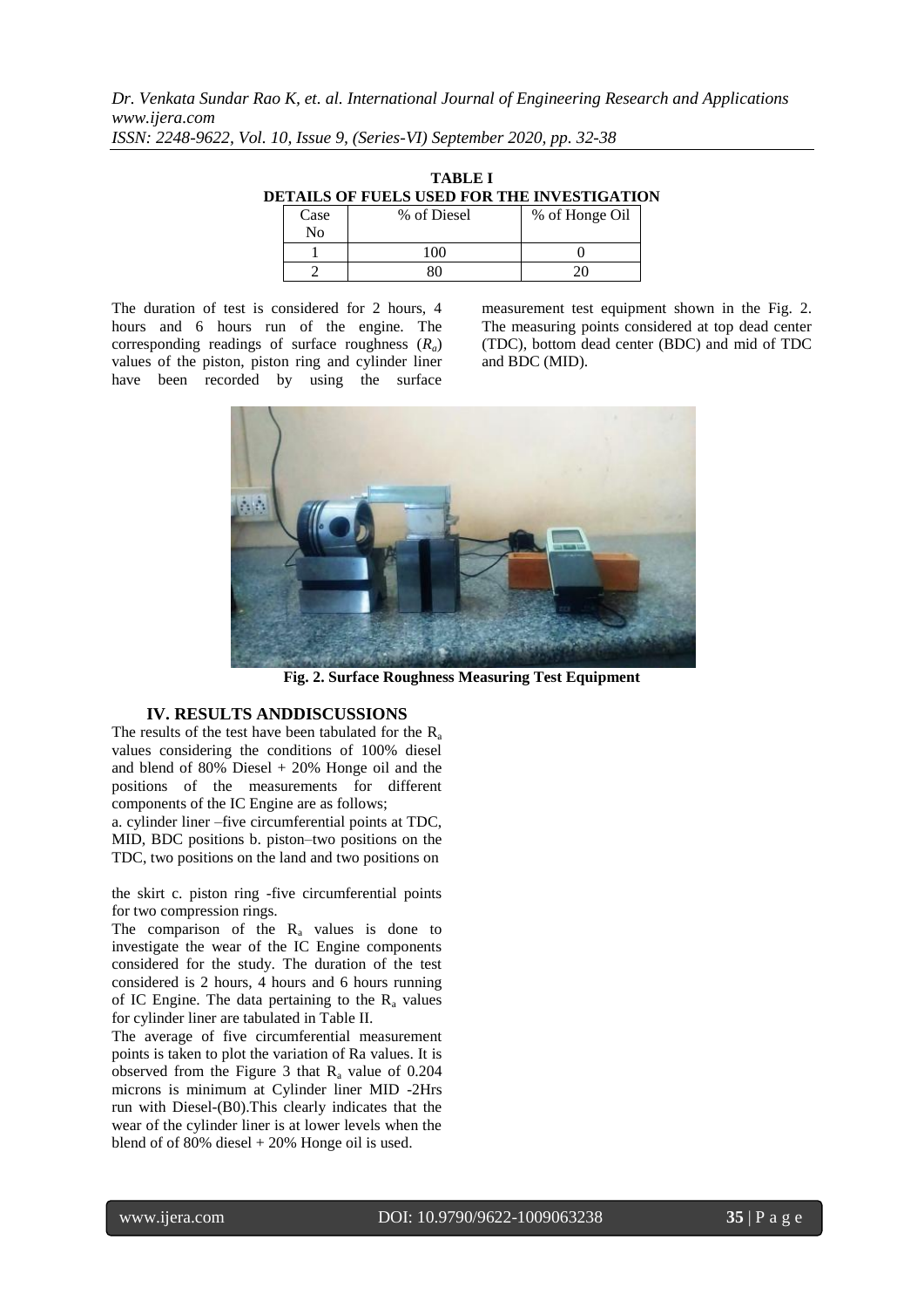**TABLE I**
**DETAILS OF FUELS USED FOR THE INVESTIGATION**

| Case No | % of Diesel | % of Honge Oil |
|---|---|---|
| 1 | 100 | 0 |
| 2 | 80 | 20 |

The duration of test is considered for 2 hours, 4 hours and 6 hours run of the engine. The corresponding readings of surface roughness ($R_a$) values of the piston, piston ring and cylinder liner have been recorded by using the surface measurement test equipment shown in the Fig. 2. The measuring points considered at top dead center (TDC), bottom dead center (BDC) and mid of TDC and BDC (MID).

**Fig. 2. Surface Roughness Measuring Test Equipment**

## IV. RESULTS ANDDISCUSSIONS

The results of the test have been tabulated for the $R_a$ values considering the conditions of 100% diesel and blend of 80% Diesel + 20% Honge oil and the positions of the measurements for different components of the IC Engine are as follows;

a. cylinder liner –five circumferential points at TDC, MID, BDC positions b. piston–two positions on the TDC, two positions on the land and two positions on the skirt c. piston ring -five circumferential points for two compression rings.

The comparison of the $R_a$ values is done to investigate the wear of the IC Engine components considered for the study. The duration of the test considered is 2 hours, 4 hours and 6 hours running of IC Engine. The data pertaining to the $R_a$ values for cylinder liner are tabulated in Table II.

The average of five circumferential measurement points is taken to plot the variation of Ra values. It is observed from the Figure 3 that $R_a$ value of 0.204 microns is minimum at Cylinder liner MID -2Hrs run with Diesel-(B0).This clearly indicates that the wear of the cylinder liner is at lower levels when the blend of of 80% diesel + 20% Honge oil is used.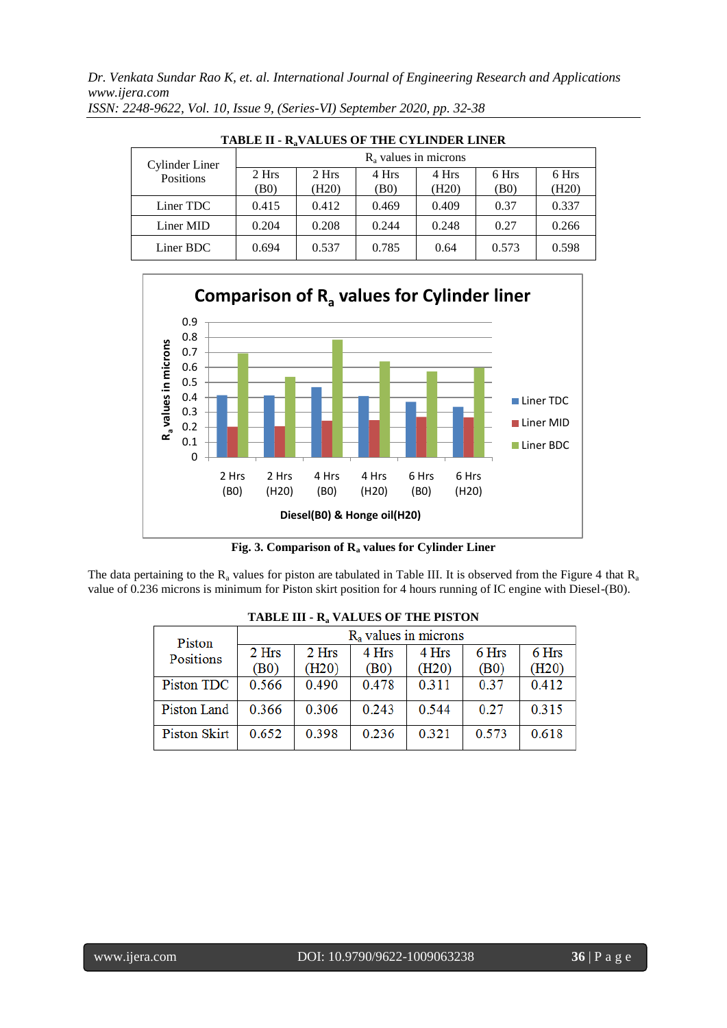**TABLE II - $R_a$ VALUES OF THE CYLINDER LINER**

| Cylinder Liner Positions | $R_a$ values in microns | | | | | |
|---|---|---|---|---|---|---|
| | 2 Hrs (B0) | 2 Hrs (H20) | 4 Hrs (B0) | 4 Hrs (H20) | 6 Hrs (B0) | 6 Hrs (H20) |
| Liner TDC | 0.415 | 0.412 | 0.469 | 0.409 | 0.37 | 0.337 |
| Liner MID | 0.204 | 0.208 | 0.244 | 0.248 | 0.27 | 0.266 |
| Liner BDC | 0.694 | 0.537 | 0.785 | 0.64 | 0.573 | 0.598 |

**Fig. 3. Comparison of $R_a$ values for Cylinder Liner**

The data pertaining to the $R_a$ values for piston are tabulated in Table III. It is observed from the Figure 4 that $R_a$ value of 0.236 microns is minimum for Piston skirt position for 4 hours running of IC engine with Diesel-(B0).

**TABLE III - $R_a$ VALUES OF THE PISTON**

| Piston Positions | $R_a$ values in microns | | | | | |
|---|---|---|---|---|---|---|
| | 2 Hrs (B0) | 2 Hrs (H20) | 4 Hrs (B0) | 4 Hrs (H20) | 6 Hrs (B0) | 6 Hrs (H20) |
| Piston TDC | 0.566 | 0.490 | 0.478 | 0.311 | 0.37 | 0.412 |
| Piston Land | 0.366 | 0.306 | 0.243 | 0.544 | 0.27 | 0.315 |
| Piston Skirt | 0.652 | 0.398 | 0.236 | 0.321 | 0.573 | 0.618 |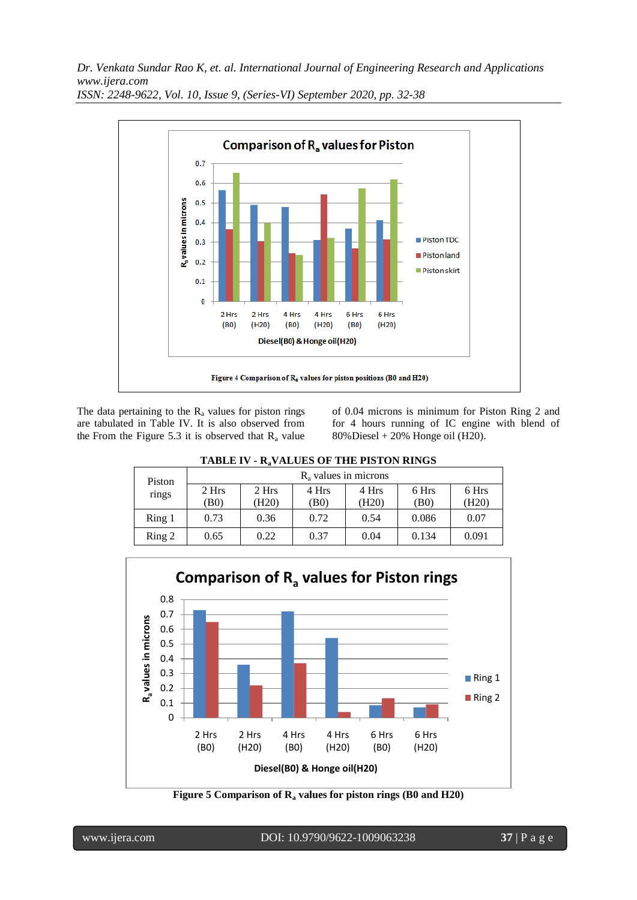Figure 4 Comparison of $R_a$ values for piston positions (B0 and H20)

The data pertaining to the $R_a$ values for piston rings are tabulated in Table IV. It is also observed from the From the Figure 5.3 it is observed that $R_a$ value of 0.04 microns is minimum for Piston Ring 2 and for 4 hours running of IC engine with blend of 80%Diesel + 20% Honge oil (H20).

**TABLE IV - $R_a$ VALUES OF THE PISTON RINGS**

| Piston rings | $R_a$ values in microns | | | | | |
|---|---|---|---|---|---|---|
| | 2 Hrs (B0) | 2 Hrs (H20) | 4 Hrs (B0) | 4 Hrs (H20) | 6 Hrs (B0) | 6 Hrs (H20) |
| Ring 1 | 0.73 | 0.36 | 0.72 | 0.54 | 0.086 | 0.07 |
| Ring 2 | 0.65 | 0.22 | 0.37 | 0.04 | 0.134 | 0.091 |

**Figure 5 Comparison of $R_a$ values for piston rings (B0 and H20)**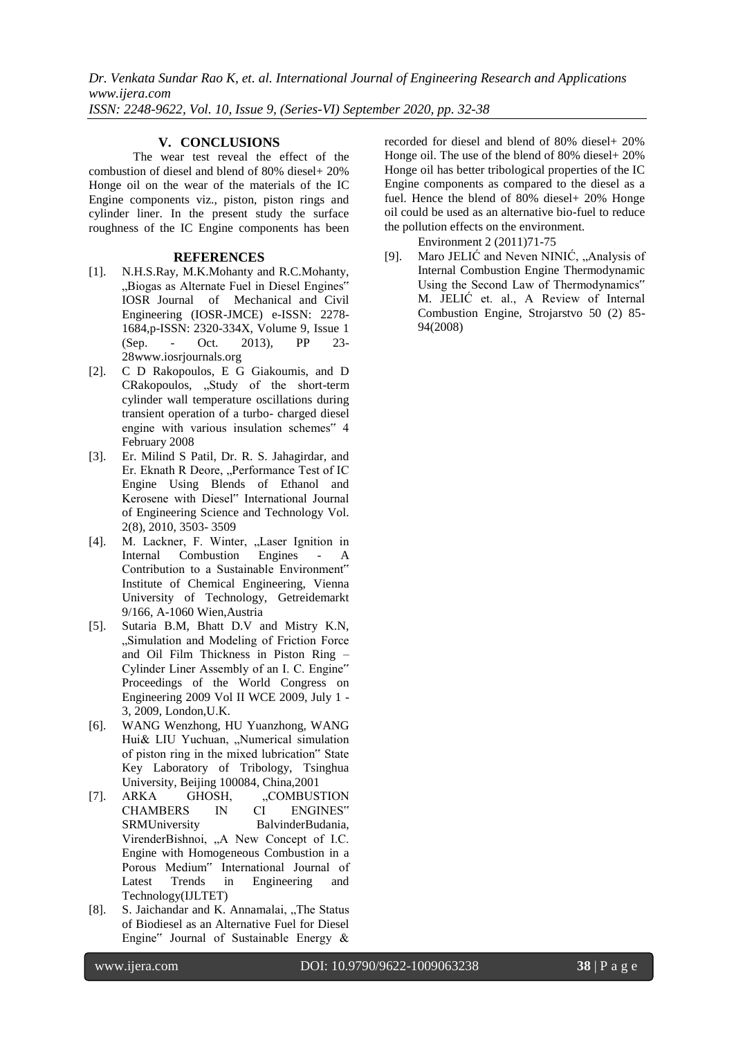## V. CONCLUSIONS

The wear test reveal the effect of the combustion of diesel and blend of 80% diesel+ 20% Honge oil on the wear of the materials of the IC Engine components viz., piston, piston rings and cylinder liner. In the present study the surface roughness of the IC Engine components has been recorded for diesel and blend of 80% diesel+ 20% Honge oil. The use of the blend of 80% diesel+ 20% Honge oil has better tribological properties of the IC Engine components as compared to the diesel as a fuel. Hence the blend of 80% diesel+ 20% Honge oil could be used as an alternative bio-fuel to reduce the pollution effects on the environment.

## REFERENCES

[1]. N.H.S.Ray, M.K.Mohanty and R.C.Mohanty, „Biogas as Alternate Fuel in Diesel Engines" IOSR Journal of Mechanical and Civil Engineering (IOSR-JMCE) e-ISSN: 2278-1684,p-ISSN: 2320-334X, Volume 9, Issue 1 (Sep. - Oct. 2013), PP 23-28www.iosrjournals.org

[2]. C D Rakopoulos, E G Giakoumis, and D CRakopoulos, „Study of the short-term cylinder wall temperature oscillations during transient operation of a turbo- charged diesel engine with various insulation schemes" 4 February 2008

[3]. Er. Milind S Patil, Dr. R. S. Jahagirdar, and Er. Eknath R Deore, „Performance Test of IC Engine Using Blends of Ethanol and Kerosene with Diesel" International Journal of Engineering Science and Technology Vol. 2(8), 2010, 3503- 3509

[4]. M. Lackner, F. Winter, „Laser Ignition in Internal Combustion Engines - A Contribution to a Sustainable Environment" Institute of Chemical Engineering, Vienna University of Technology, Getreidemarkt 9/166, A-1060 Wien,Austria

[5]. Sutaria B.M, Bhatt D.V and Mistry K.N, „Simulation and Modeling of Friction Force and Oil Film Thickness in Piston Ring – Cylinder Liner Assembly of an I. C. Engine" Proceedings of the World Congress on Engineering 2009 Vol II WCE 2009, July 1 - 3, 2009, London,U.K.

[6]. WANG Wenzhong, HU Yuanzhong, WANG Hui& LIU Yuchuan, „Numerical simulation of piston ring in the mixed lubrication" State Key Laboratory of Tribology, Tsinghua University, Beijing 100084, China,2001

[7]. ARKA GHOSH, „COMBUSTION CHAMBERS IN CI ENGINES" SRMUniversity BalvinderBudania, VirenderBishnoi, „A New Concept of I.C. Engine with Homogeneous Combustion in a Porous Medium" International Journal of Latest Trends in Engineering and Technology(IJLTET)

[8]. S. Jaichandar and K. Annamalai, „The Status of Biodiesel as an Alternative Fuel for Diesel Engine" Journal of Sustainable Energy & Environment 2 (2011)71-75

[9]. Maro JELIĆ and Neven NINIĆ, „Analysis of Internal Combustion Engine Thermodynamic Using the Second Law of Thermodynamics" M. JELIĆ et. al., A Review of Internal Combustion Engine, Strojarstvo 50 (2) 85-94(2008)